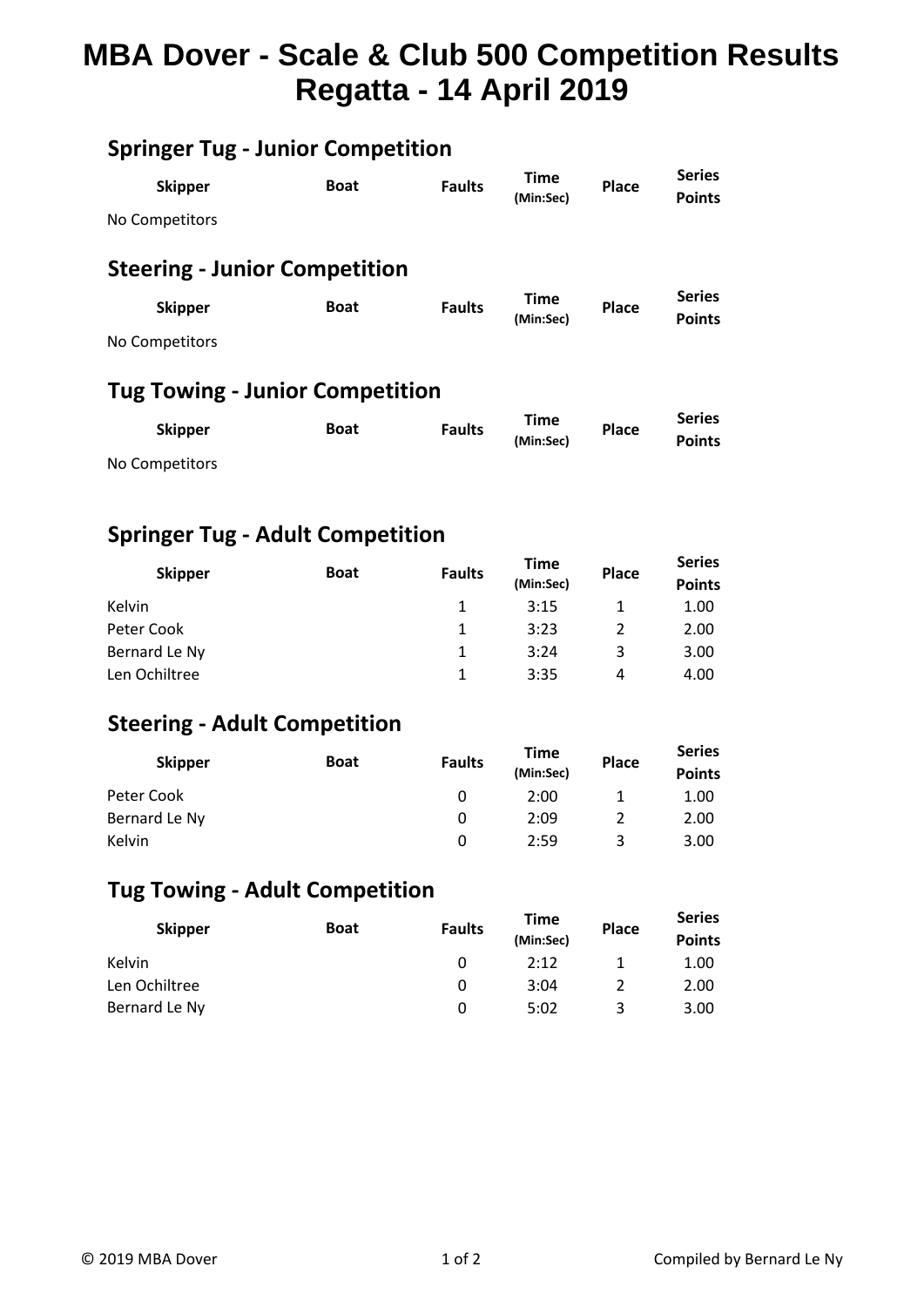# MBA Dover - Scale & Club 500 Competition Results
# Regatta - 14 April 2019

## Springer Tug - Junior Competition

| Skipper | Boat | Faults | Time (Min:Sec) | Place | Series Points |
|---|---|---|---|---|---|
| No Competitors | | | | | |

## Steering - Junior Competition

| Skipper | Boat | Faults | Time (Min:Sec) | Place | Series Points |
|---|---|---|---|---|---|
| No Competitors | | | | | |

## Tug Towing - Junior Competition

| Skipper | Boat | Faults | Time (Min:Sec) | Place | Series Points |
|---|---|---|---|---|---|
| No Competitors | | | | | |

## Springer Tug - Adult Competition

| Skipper | Boat | Faults | Time (Min:Sec) | Place | Series Points |
|---|---|---|---|---|---|
| Kelvin | | 1 | 3:15 | 1 | 1.00 |
| Peter Cook | | 1 | 3:23 | 2 | 2.00 |
| Bernard Le Ny | | 1 | 3:24 | 3 | 3.00 |
| Len Ochiltree | | 1 | 3:35 | 4 | 4.00 |

## Steering - Adult Competition

| Skipper | Boat | Faults | Time (Min:Sec) | Place | Series Points |
|---|---|---|---|---|---|
| Peter Cook | | 0 | 2:00 | 1 | 1.00 |
| Bernard Le Ny | | 0 | 2:09 | 2 | 2.00 |
| Kelvin | | 0 | 2:59 | 3 | 3.00 |

## Tug Towing - Adult Competition

| Skipper | Boat | Faults | Time (Min:Sec) | Place | Series Points |
|---|---|---|---|---|---|
| Kelvin | | 0 | 2:12 | 1 | 1.00 |
| Len Ochiltree | | 0 | 3:04 | 2 | 2.00 |
| Bernard Le Ny | | 0 | 5:02 | 3 | 3.00 |

© 2019 MBA Dover

Compiled by Bernard Le Ny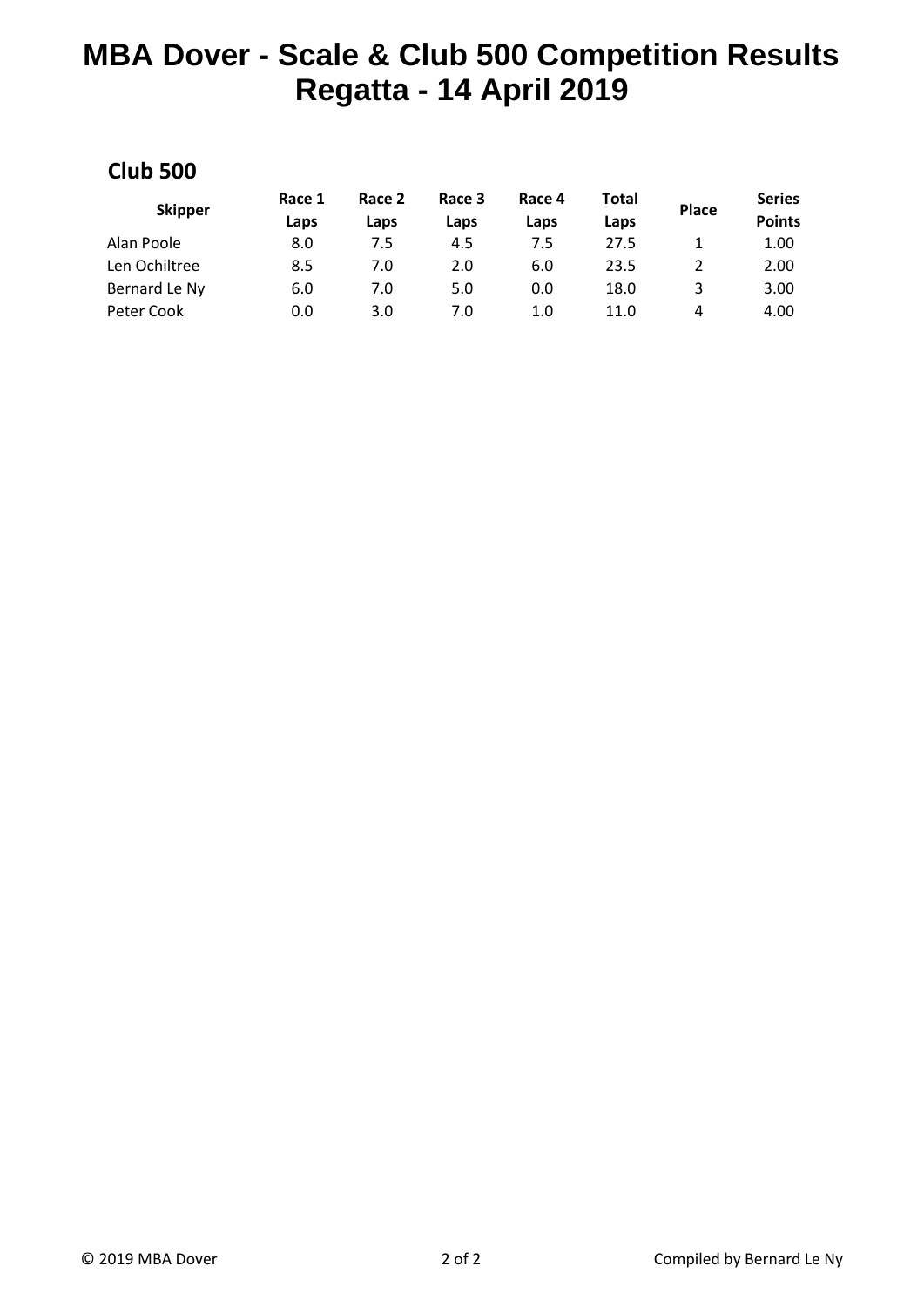# MBA Dover - Scale & Club 500 Competition Results
# Regatta - 14 April 2019

## Club 500

| Skipper | Race 1 Laps | Race 2 Laps | Race 3 Laps | Race 4 Laps | Total Laps | Place | Series Points |
|---|---|---|---|---|---|---|---|
| Alan Poole | 8.0 | 7.5 | 4.5 | 7.5 | 27.5 | 1 | 1.00 |
| Len Ochiltree | 8.5 | 7.0 | 2.0 | 6.0 | 23.5 | 2 | 2.00 |
| Bernard Le Ny | 6.0 | 7.0 | 5.0 | 0.0 | 18.0 | 3 | 3.00 |
| Peter Cook | 0.0 | 3.0 | 7.0 | 1.0 | 11.0 | 4 | 4.00 |

© 2019 MBA Dover

Compiled by Bernard Le Ny